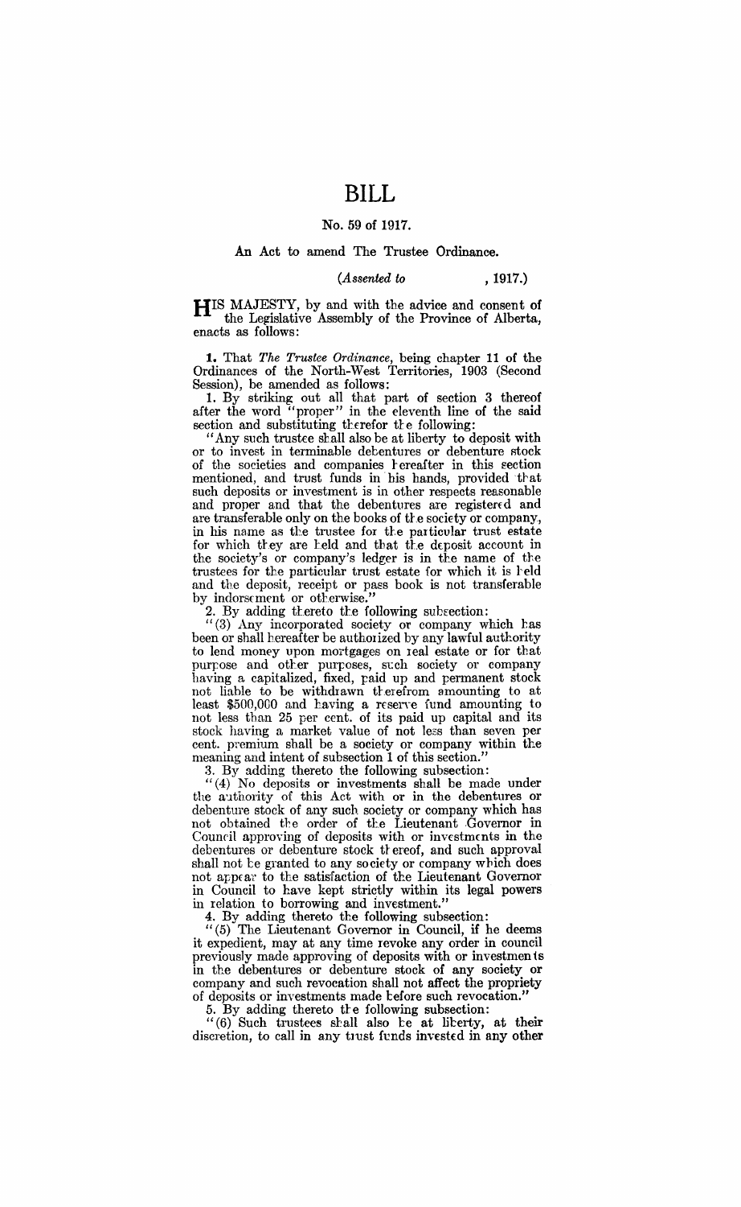# BILL

### No. 59 of 1917.

### An Act to amend The Trustee Ordinance.

*(Assented to , 1917.)*

HIS MAJESTY, by and with the advice and consent of the Legislative Assembly of the Province of Alberta, enacts as follows:

**1.** That *The Trustee Ordinance*, being chapter 11 of the Ordinances of the North-West Territories, 1903 (Second Session), be amended as follows:

1. By striking out all that part of section 3 thereof after the word "proper" in the eleventh line of the said section and substituting therefor the following:

"Any such trustee shall also be at liberty to deposit with or to invest in terminable debentures or debenture stock of the societies and companies hereafter in this section mentioned, and trust funds in his hands, provided that such deposits or investment is in other respects reasonable and proper and that the debentures are registered and are transferable only on the books of the society or company, in his name as the trustee for the particular trust estate for which they are held and that the deposit account in the society's or company's ledger is in the name of the trustees for the particular trust estate for which it is held and the deposit, receipt or pass book is not transferable by indorsement or otherwise."

2. By adding thereto the following subsection:

"(3) Any incorporated society or company which has been or shall hereafter be authorized by any lawful authority to lend money upon mortgages on real estate or for that purpose and other purposes, such society or company having a capitalized, fixed, paid up and permanent stock not liable to be withdrawn therefrom amounting to at least \$500,000 and having a reserve fund amounting to not less than 25 per cent. of its paid up capital and its stock having a market value of not less than seven per cent. premium shall be a society or company within the meaning and intent of subsection 1 of this section."

3. By adding thereto the following subsection:

"(4) No deposits or investments shall be made under the authority of this Act with or in the debentures or debenture stock of any such society or company which has not obtained the order of the Lieutenant Governor in Council approving of deposits with or investments in the debentures or debenture stock thereof, and such approval shall not be granted to any society or company which does not appear to the satisfaction of the Lieutenant Governor in Council to have kept strictly within its legal powers in relation to borrowing and investment."

4. By adding thereto the following subsection:

"(5) The Lieutenant Governor in Council, if he deems it expedient, may at any time revoke any order in council previously made approving of deposits with or investments in the debentures or debenture stock of any society or company and such revocation shall not affect the propriety of deposits or investments made before such revocation."

5. By adding thereto the following subsection:

"(6) Such trustees shall also be at liberty, at their discretion, to call in any trust funds invested in any other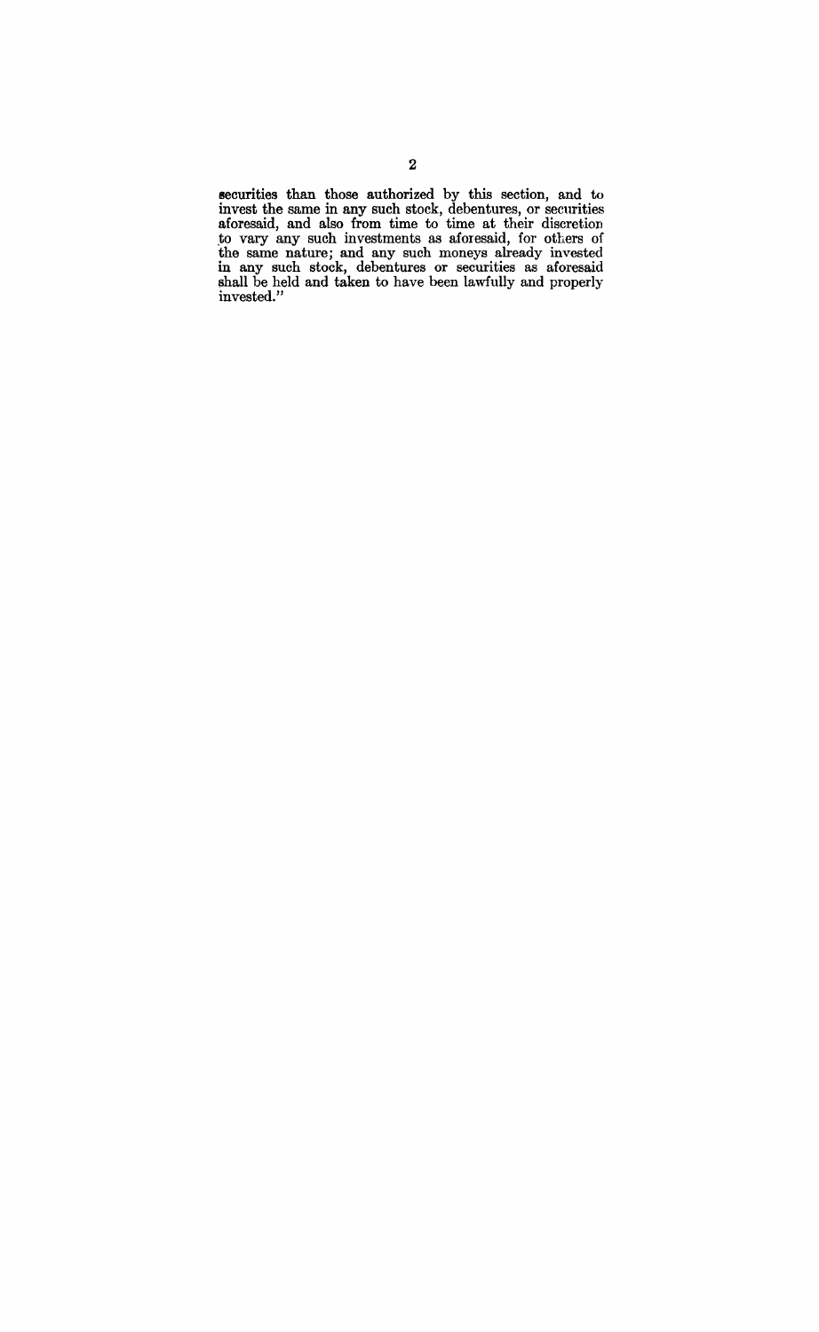securities than those authorized by this section, and to invest the same in any such stock, debentures, or securities aforesaid, and also from time to time at their discretion to vary any such investments as aforesaid, for others of the same nature; and any such moneys already invested in any such stock, debentures or securities as aforesaid shall be held and taken to have been lawfully and properly invested."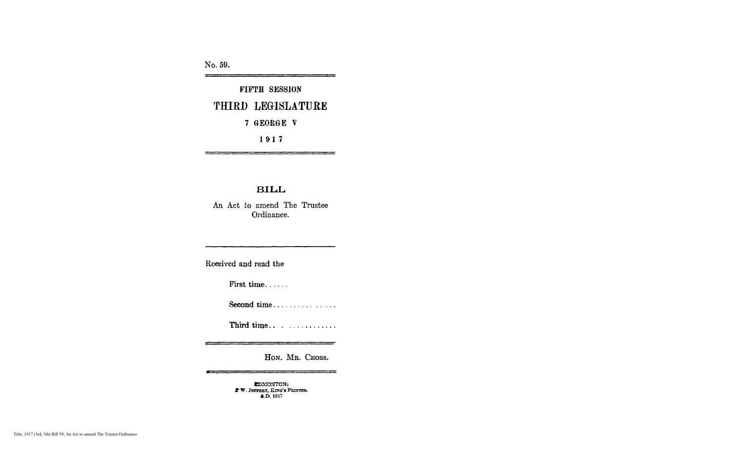No. 59.

FIFTH SESSION

THIRD LEGISLATURE

7 GEORGE V

1917

## BILL

An Act to amend The Trustee Ordinance.

Received and read the

First time......

Second time..............

Third time.............

HON. MR. CROSS.

EDMONTON:
J. W. JEFFERY, KING'S PRINTER.
A.D. 1917

Title: 1917 (3rd, 5th) Bill 59, An Act to amend The Trustee Ordinance